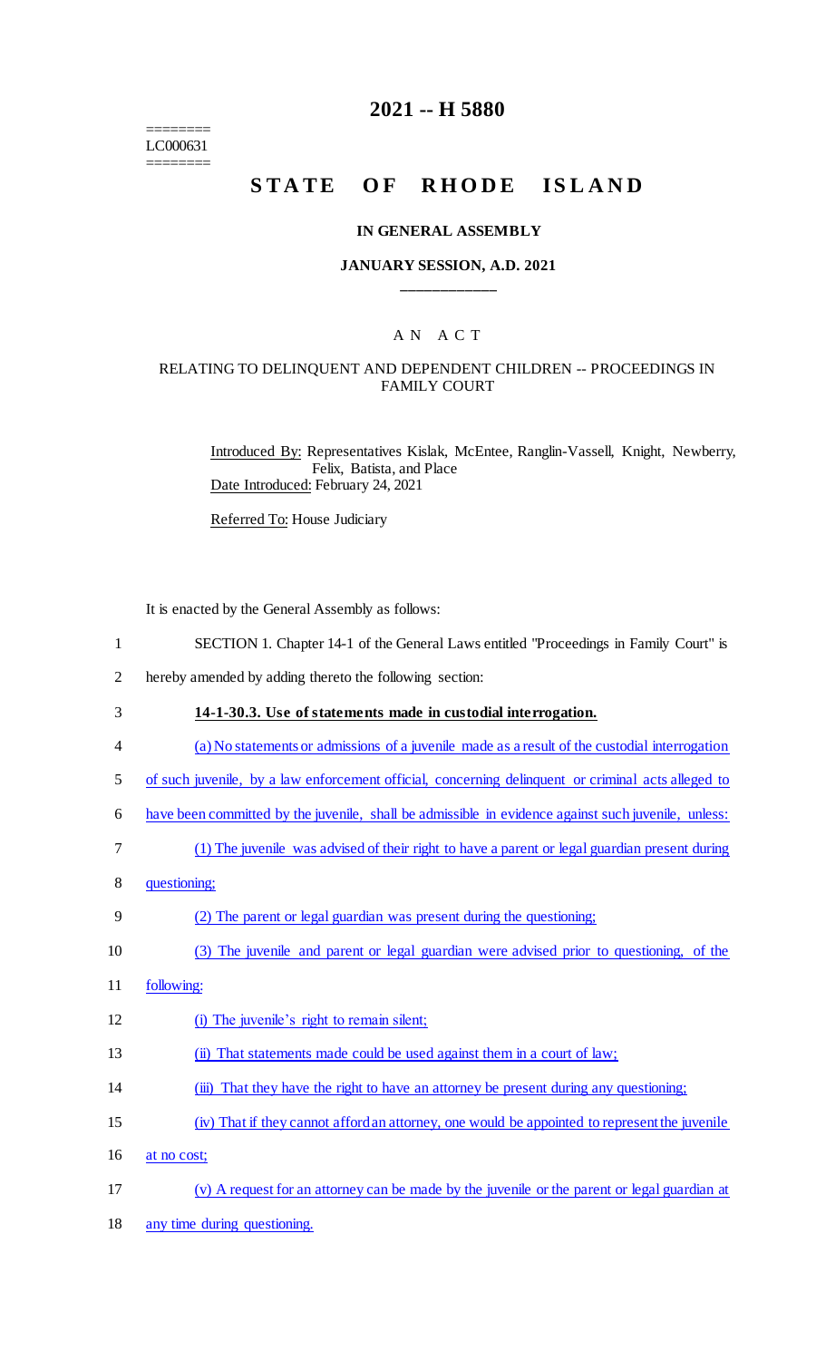# 2021 -- H 5880

========
LC000631
========

# STATE OF RHODE ISLAND

## IN GENERAL ASSEMBLY

### JANUARY SESSION, A.D. 2021

____________

A N A C T

RELATING TO DELINQUENT AND DEPENDENT CHILDREN -- PROCEEDINGS IN FAMILY COURT

Introduced By: Representatives Kislak, McEntee, Ranglin-Vassell, Knight, Newberry, Felix, Batista, and Place

Date Introduced: February 24, 2021

Referred To: House Judiciary

It is enacted by the General Assembly as follows:

SECTION 1. Chapter 14-1 of the General Laws entitled "Proceedings in Family Court" is hereby amended by adding thereto the following section:

**14-1-30.3. Use of statements made in custodial interrogation.**

(a) No statements or admissions of a juvenile made as a result of the custodial interrogation of such juvenile, by a law enforcement official, concerning delinquent or criminal acts alleged to have been committed by the juvenile, shall be admissible in evidence against such juvenile, unless:

(1) The juvenile was advised of their right to have a parent or legal guardian present during questioning;

(2) The parent or legal guardian was present during the questioning;

(3) The juvenile and parent or legal guardian were advised prior to questioning, of the following:

(i) The juvenile's right to remain silent;

(ii) That statements made could be used against them in a court of law;

(iii) That they have the right to have an attorney be present during any questioning;

(iv) That if they cannot afford an attorney, one would be appointed to represent the juvenile at no cost;

(v) A request for an attorney can be made by the juvenile or the parent or legal guardian at any time during questioning.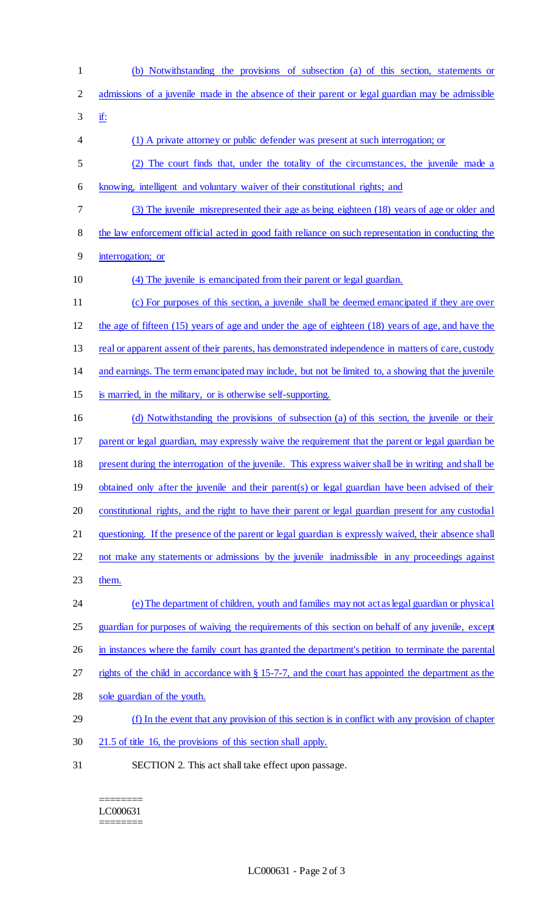(b) Notwithstanding the provisions of subsection (a) of this section, statements or admissions of a juvenile made in the absence of their parent or legal guardian may be admissible if:

(1) A private attorney or public defender was present at such interrogation; or

(2) The court finds that, under the totality of the circumstances, the juvenile made a knowing, intelligent and voluntary waiver of their constitutional rights; and

(3) The juvenile misrepresented their age as being eighteen (18) years of age or older and the law enforcement official acted in good faith reliance on such representation in conducting the interrogation; or

(4) The juvenile is emancipated from their parent or legal guardian.

(c) For purposes of this section, a juvenile shall be deemed emancipated if they are over the age of fifteen (15) years of age and under the age of eighteen (18) years of age, and have the real or apparent assent of their parents, has demonstrated independence in matters of care, custody and earnings. The term emancipated may include, but not be limited to, a showing that the juvenile is married, in the military, or is otherwise self-supporting.

(d) Notwithstanding the provisions of subsection (a) of this section, the juvenile or their parent or legal guardian, may expressly waive the requirement that the parent or legal guardian be present during the interrogation of the juvenile. This express waiver shall be in writing and shall be obtained only after the juvenile and their parent(s) or legal guardian have been advised of their constitutional rights, and the right to have their parent or legal guardian present for any custodial questioning. If the presence of the parent or legal guardian is expressly waived, their absence shall not make any statements or admissions by the juvenile inadmissible in any proceedings against them.

(e) The department of children, youth and families may not act as legal guardian or physical guardian for purposes of waiving the requirements of this section on behalf of any juvenile, except in instances where the family court has granted the department's petition to terminate the parental rights of the child in accordance with § 15-7-7, and the court has appointed the department as the sole guardian of the youth.

(f) In the event that any provision of this section is in conflict with any provision of chapter 21.5 of title 16, the provisions of this section shall apply.

SECTION 2. This act shall take effect upon passage.

========
LC000631
========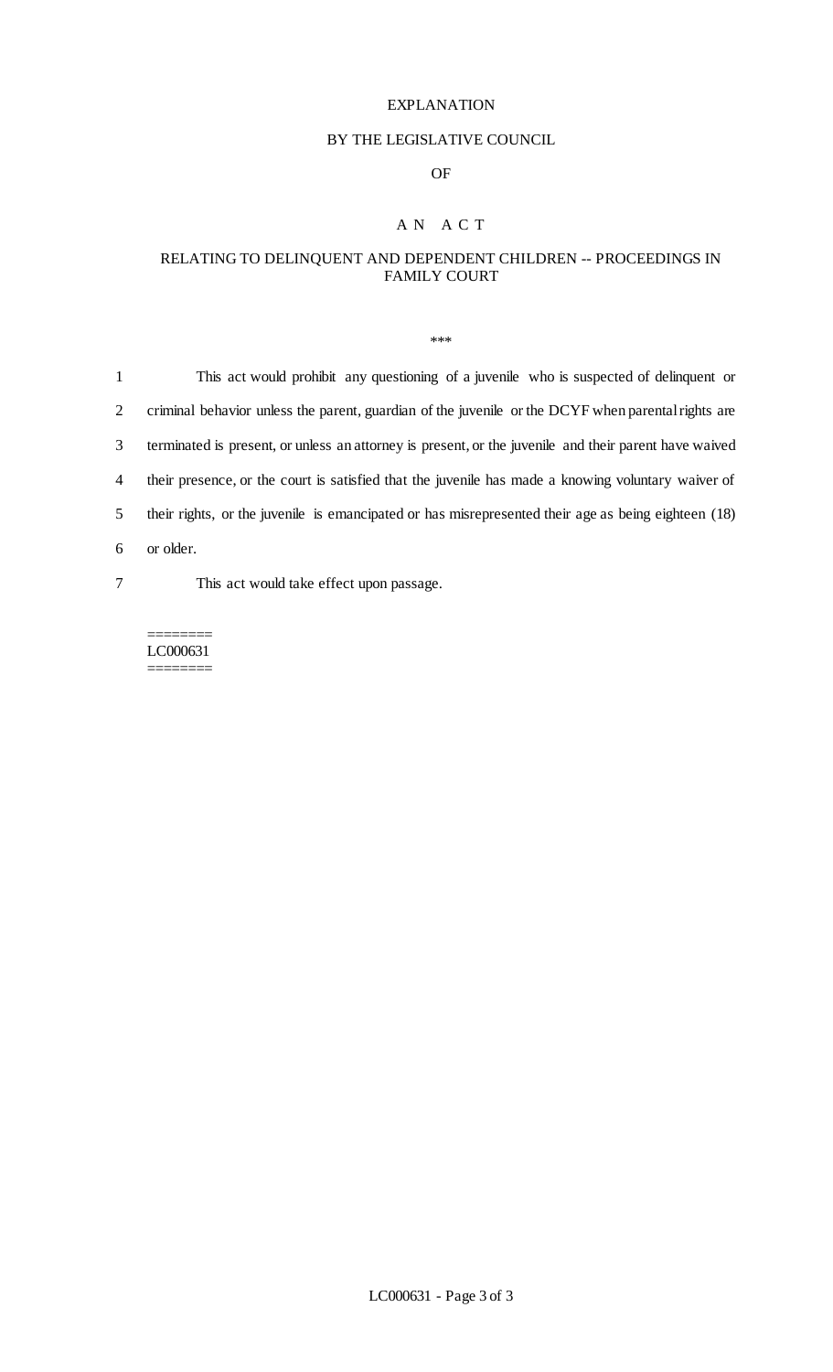EXPLANATION

BY THE LEGISLATIVE COUNCIL

OF

A N A C T

RELATING TO DELINQUENT AND DEPENDENT CHILDREN -- PROCEEDINGS IN FAMILY COURT

***

This act would prohibit any questioning of a juvenile who is suspected of delinquent or criminal behavior unless the parent, guardian of the juvenile or the DCYF when parental rights are terminated is present, or unless an attorney is present, or the juvenile and their parent have waived their presence, or the court is satisfied that the juvenile has made a knowing voluntary waiver of their rights, or the juvenile is emancipated or has misrepresented their age as being eighteen (18) or older.

This act would take effect upon passage.

========
LC000631
========